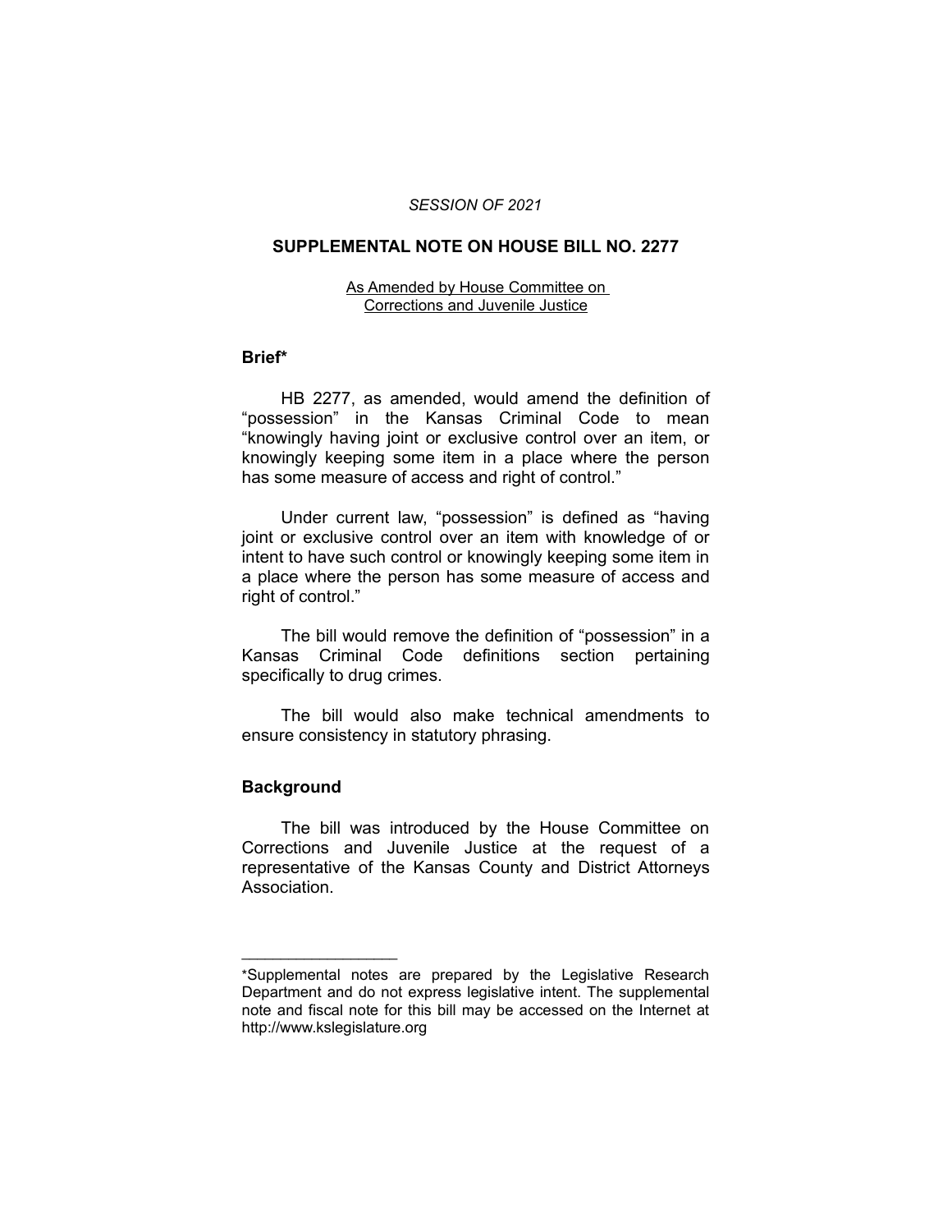*SESSION OF 2021*

# SUPPLEMENTAL NOTE ON HOUSE BILL NO. 2277

As Amended by House Committee on Corrections and Juvenile Justice

## Brief*

HB 2277, as amended, would amend the definition of "possession" in the Kansas Criminal Code to mean "knowingly having joint or exclusive control over an item, or knowingly keeping some item in a place where the person has some measure of access and right of control."

Under current law, "possession" is defined as "having joint or exclusive control over an item with knowledge of or intent to have such control or knowingly keeping some item in a place where the person has some measure of access and right of control."

The bill would remove the definition of "possession" in a Kansas Criminal Code definitions section pertaining specifically to drug crimes.

The bill would also make technical amendments to ensure consistency in statutory phrasing.

## Background

The bill was introduced by the House Committee on Corrections and Juvenile Justice at the request of a representative of the Kansas County and District Attorneys Association.

---

*Supplemental notes are prepared by the Legislative Research Department and do not express legislative intent. The supplemental note and fiscal note for this bill may be accessed on the Internet at http://www.kslegislature.org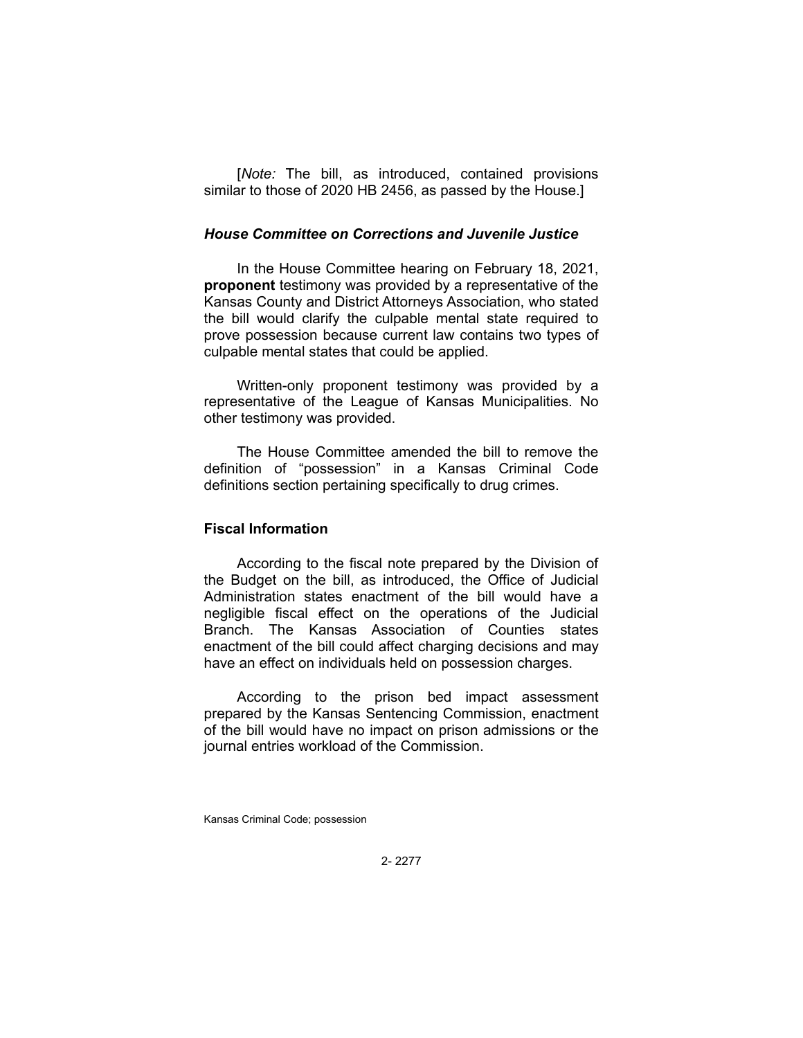[*Note:* The bill, as introduced, contained provisions similar to those of 2020 HB 2456, as passed by the House.]

### *House Committee on Corrections and Juvenile Justice*

In the House Committee hearing on February 18, 2021, **proponent** testimony was provided by a representative of the Kansas County and District Attorneys Association, who stated the bill would clarify the culpable mental state required to prove possession because current law contains two types of culpable mental states that could be applied.

Written-only proponent testimony was provided by a representative of the League of Kansas Municipalities. No other testimony was provided.

The House Committee amended the bill to remove the definition of "possession" in a Kansas Criminal Code definitions section pertaining specifically to drug crimes.

### Fiscal Information

According to the fiscal note prepared by the Division of the Budget on the bill, as introduced, the Office of Judicial Administration states enactment of the bill would have a negligible fiscal effect on the operations of the Judicial Branch. The Kansas Association of Counties states enactment of the bill could affect charging decisions and may have an effect on individuals held on possession charges.

According to the prison bed impact assessment prepared by the Kansas Sentencing Commission, enactment of the bill would have no impact on prison admissions or the journal entries workload of the Commission.

Kansas Criminal Code; possession